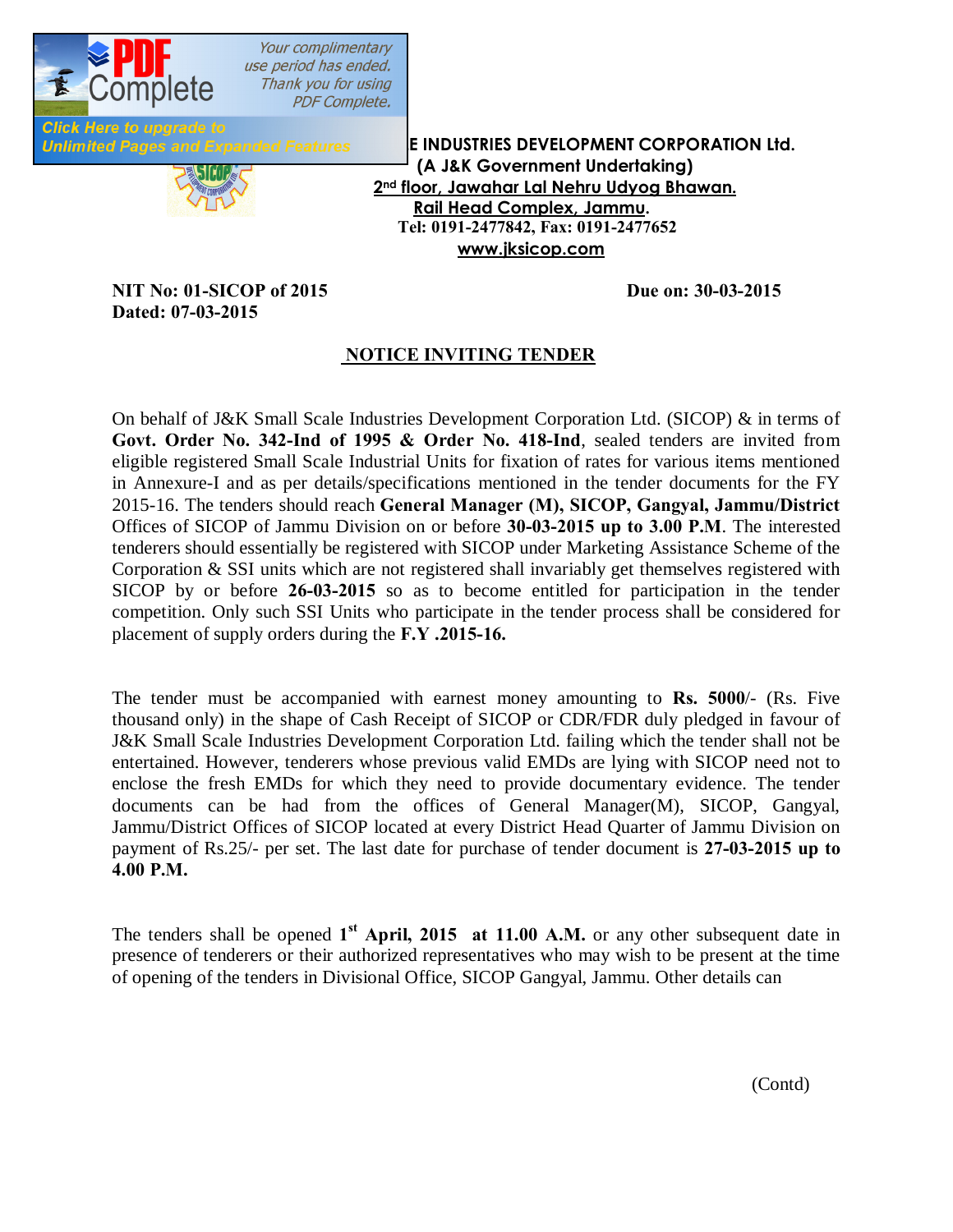**E INDUSTRIES DEVELOPMENT CORPORATION Ltd.**
**(A J&K Government Undertaking)**
**2nd floor, Jawahar Lal Nehru Udyog Bhawan.**
**Rail Head Complex, Jammu.**
**Tel: 0191-2477842, Fax: 0191-2477652**
**www.jksicop.com**

**NIT No: 01-SICOP of 2015** **Due on: 30-03-2015**
**Dated: 07-03-2015**

## NOTICE INVITING TENDER

On behalf of J&K Small Scale Industries Development Corporation Ltd. (SICOP) & in terms of **Govt. Order No. 342-Ind of 1995 & Order No. 418-Ind**, sealed tenders are invited from eligible registered Small Scale Industrial Units for fixation of rates for various items mentioned in Annexure-I and as per details/specifications mentioned in the tender documents for the FY 2015-16. The tenders should reach **General Manager (M), SICOP, Gangyal, Jammu/District** Offices of SICOP of Jammu Division on or before **30-03-2015 up to 3.00 P.M**. The interested tenderers should essentially be registered with SICOP under Marketing Assistance Scheme of the Corporation & SSI units which are not registered shall invariably get themselves registered with SICOP by or before **26-03-2015** so as to become entitled for participation in the tender competition. Only such SSI Units who participate in the tender process shall be considered for placement of supply orders during the **F.Y .2015-16.**

The tender must be accompanied with earnest money amounting to **Rs. 5000**/- (Rs. Five thousand only) in the shape of Cash Receipt of SICOP or CDR/FDR duly pledged in favour of J&K Small Scale Industries Development Corporation Ltd. failing which the tender shall not be entertained. However, tenderers whose previous valid EMDs are lying with SICOP need not to enclose the fresh EMDs for which they need to provide documentary evidence. The tender documents can be had from the offices of General Manager(M), SICOP, Gangyal, Jammu/District Offices of SICOP located at every District Head Quarter of Jammu Division on payment of Rs.25/- per set. The last date for purchase of tender document is **27-03-2015 up to 4.00 P.M.**

The tenders shall be opened **1st April, 2015 at 11.00 A.M.** or any other subsequent date in presence of tenderers or their authorized representatives who may wish to be present at the time of opening of the tenders in Divisional Office, SICOP Gangyal, Jammu. Other details can

(Contd)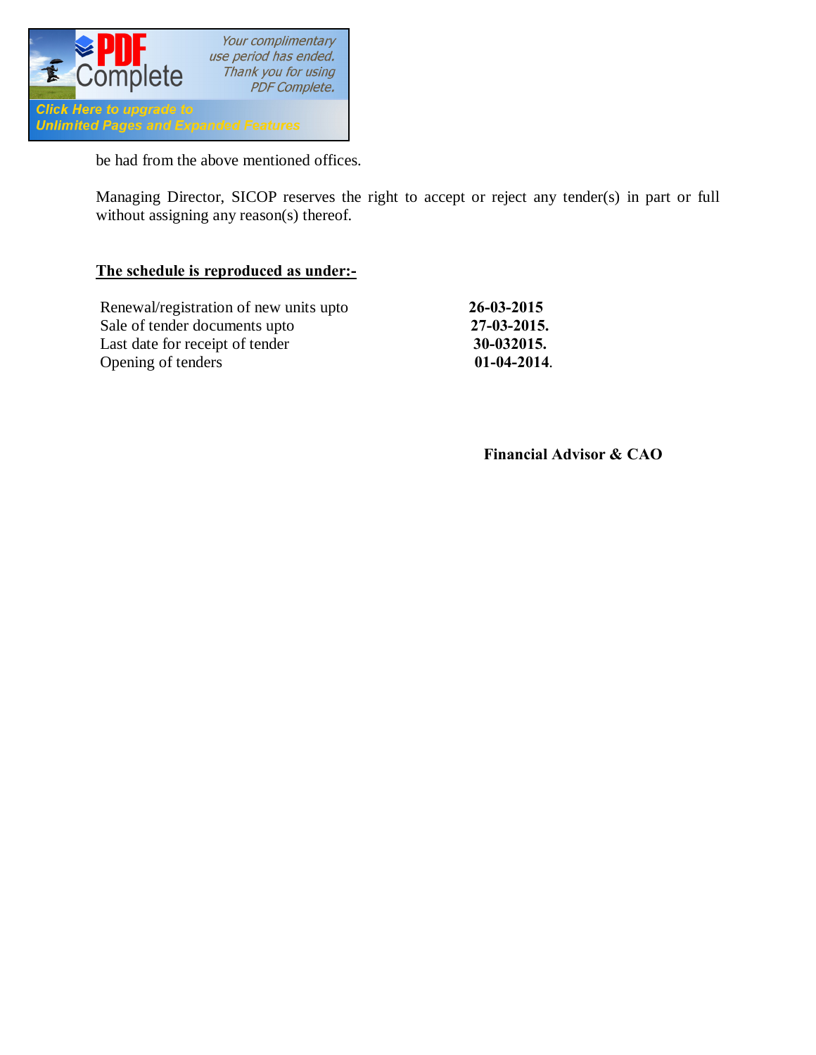be had from the above mentioned offices.

Managing Director, SICOP reserves the right to accept or reject any tender(s) in part or full without assigning any reason(s) thereof.

**The schedule is reproduced as under:-**

| | |
|---|---|
| Renewal/registration of new units upto | **26-03-2015** |
| Sale of tender documents upto | **27-03-2015.** |
| Last date for receipt of tender | **30-032015.** |
| Opening of tenders | **01-04-2014**. |

**Financial Advisor & CAO**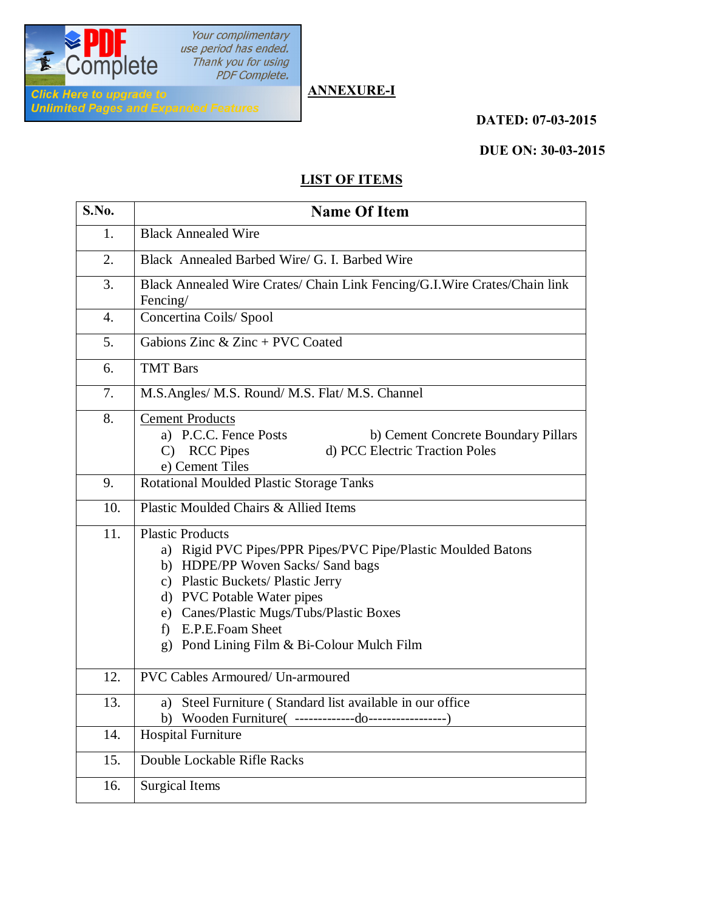**ANNEXURE-I**

**DATED: 07-03-2015**

**DUE ON: 30-03-2015**

**LIST OF ITEMS**

| S.No. | Name Of Item |
|---|---|
| 1. | Black Annealed Wire |
| 2. | Black Annealed Barbed Wire/ G. I. Barbed Wire |
| 3. | Black Annealed Wire Crates/ Chain Link Fencing/G.I.Wire Crates/Chain link Fencing/ |
| 4. | Concertina Coils/ Spool |
| 5. | Gabions Zinc & Zinc + PVC Coated |
| 6. | TMT Bars |
| 7. | M.S.Angles/ M.S. Round/ M.S. Flat/ M.S. Channel |
| 8. | Cement Products<br>a) P.C.C. Fence Posts b) Cement Concrete Boundary Pillars<br>C) RCC Pipes d) PCC Electric Traction Poles<br>e) Cement Tiles |
| 9. | Rotational Moulded Plastic Storage Tanks |
| 10. | Plastic Moulded Chairs & Allied Items |
| 11. | Plastic Products<br>a) Rigid PVC Pipes/PPR Pipes/PVC Pipe/Plastic Moulded Batons<br>b) HDPE/PP Woven Sacks/ Sand bags<br>c) Plastic Buckets/ Plastic Jerry<br>d) PVC Potable Water pipes<br>e) Canes/Plastic Mugs/Tubs/Plastic Boxes<br>f) E.P.E.Foam Sheet<br>g) Pond Lining Film & Bi-Colour Mulch Film |
| 12. | PVC Cables Armoured/ Un-armoured |
| 13. | a) Steel Furniture ( Standard list available in our office<br>b) Wooden Furniture( -------------do-----------------) |
| 14. | Hospital Furniture |
| 15. | Double Lockable Rifle Racks |
| 16. | Surgical Items |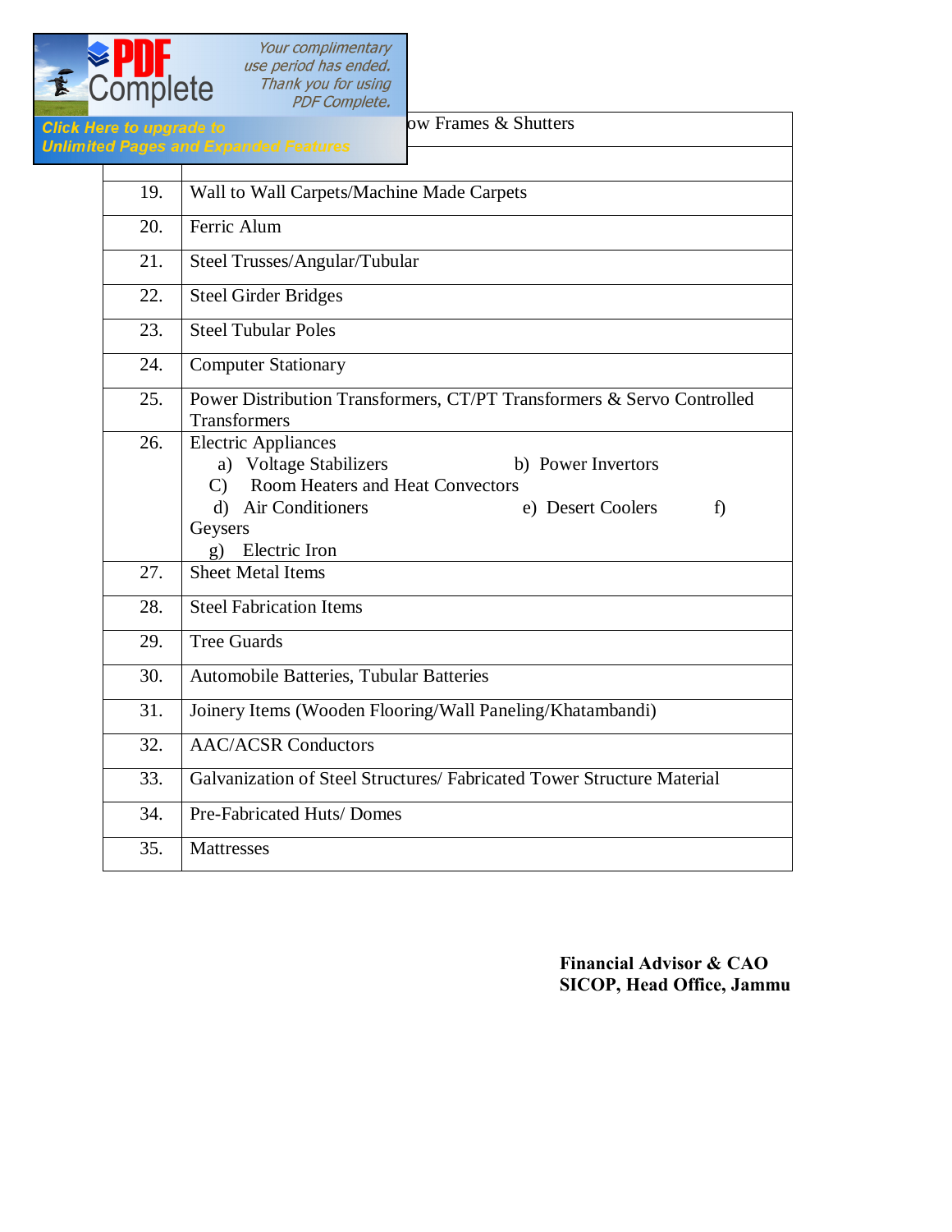| | |
|---|---|
| | ow Frames & Shutters |
| | |
| 19. | Wall to Wall Carpets/Machine Made Carpets |
| 20. | Ferric Alum |
| 21. | Steel Trusses/Angular/Tubular |
| 22. | Steel Girder Bridges |
| 23. | Steel Tubular Poles |
| 24. | Computer Stationary |
| 25. | Power Distribution Transformers, CT/PT Transformers & Servo Controlled Transformers |
| 26. | Electric Appliances<br>a) Voltage Stabilizers b) Power Invertors<br>C) Room Heaters and Heat Convectors<br>d) Air Conditioners e) Desert Coolers f) Geysers<br>g) Electric Iron |
| 27. | Sheet Metal Items |
| 28. | Steel Fabrication Items |
| 29. | Tree Guards |
| 30. | Automobile Batteries, Tubular Batteries |
| 31. | Joinery Items (Wooden Flooring/Wall Paneling/Khatambandi) |
| 32. | AAC/ACSR Conductors |
| 33. | Galvanization of Steel Structures/ Fabricated Tower Structure Material |
| 34. | Pre-Fabricated Huts/ Domes |
| 35. | Mattresses |

**Financial Advisor & CAO**
**SICOP, Head Office, Jammu**